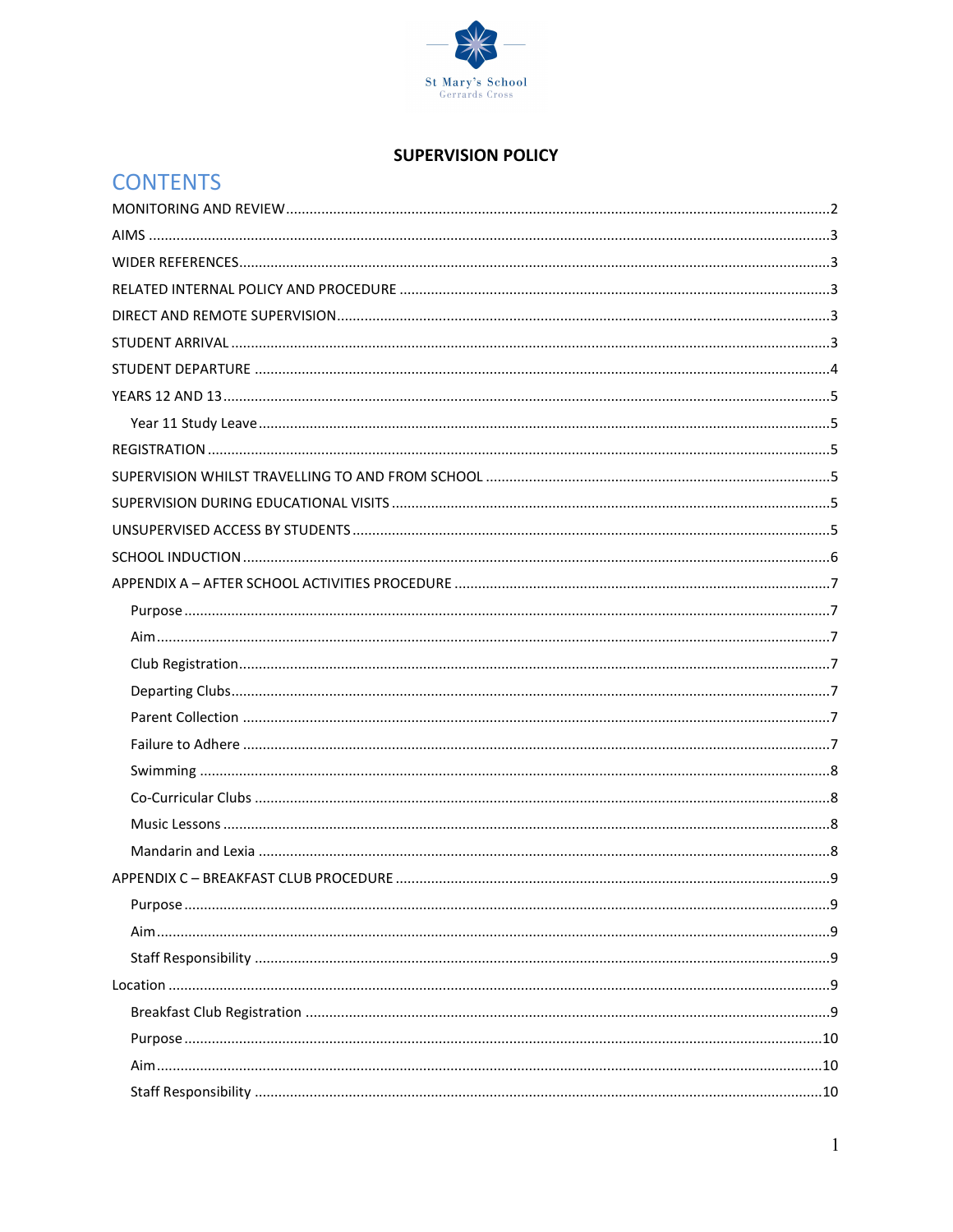St Mary's School
Gerrards Cross

**SUPERVISION POLICY**

# CONTENTS

MONITORING AND REVIEW ........ 2
AIMS ........ 3
WIDER REFERENCES ........ 3
RELATED INTERNAL POLICY AND PROCEDURE ........ 3
DIRECT AND REMOTE SUPERVISION ........ 3
STUDENT ARRIVAL ........ 3
STUDENT DEPARTURE ........ 4
YEARS 12 AND 13 ........ 5
  Year 11 Study Leave ........ 5
REGISTRATION ........ 5
SUPERVISION WHILST TRAVELLING TO AND FROM SCHOOL ........ 5
SUPERVISION DURING EDUCATIONAL VISITS ........ 5
UNSUPERVISED ACCESS BY STUDENTS ........ 5
SCHOOL INDUCTION ........ 6
APPENDIX A – AFTER SCHOOL ACTIVITIES PROCEDURE ........ 7
  Purpose ........ 7
  Aim ........ 7
  Club Registration ........ 7
  Departing Clubs ........ 7
  Parent Collection ........ 7
  Failure to Adhere ........ 7
  Swimming ........ 8
  Co-Curricular Clubs ........ 8
  Music Lessons ........ 8
  Mandarin and Lexia ........ 8
APPENDIX C – BREAKFAST CLUB PROCEDURE ........ 9
  Purpose ........ 9
  Aim ........ 9
  Staff Responsibility ........ 9
Location ........ 9
  Breakfast Club Registration ........ 9
  Purpose ........ 10
  Aim ........ 10
  Staff Responsibility ........ 10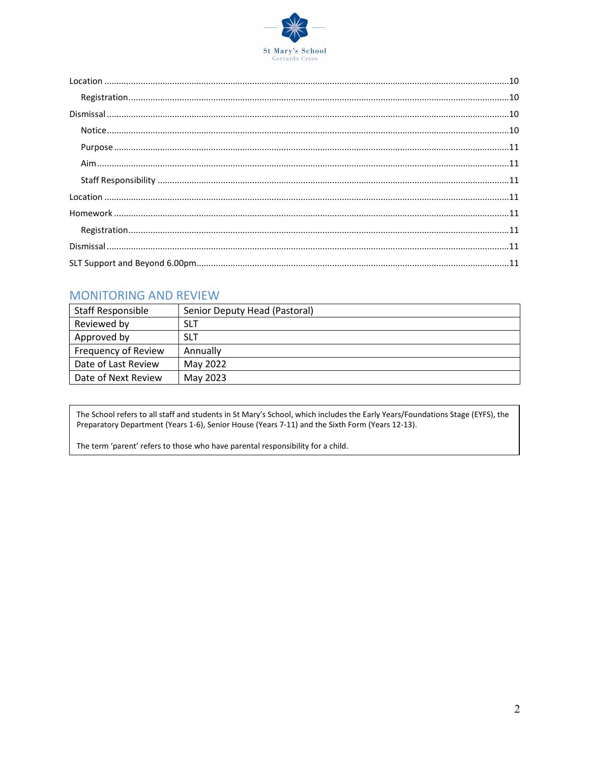Location ....................................................................................................................................................10

Registration ..........................................................................................................................................10

Dismissal ...................................................................................................................................................10

Notice...................................................................................................................................................10

Purpose ................................................................................................................................................11

Aim .......................................................................................................................................................11

Staff Responsibility ..............................................................................................................................11

Location ....................................................................................................................................................11

Homework ................................................................................................................................................11

Registration ..........................................................................................................................................11

Dismissal ...................................................................................................................................................11

SLT Support and Beyond 6.00pm...............................................................................................................11

## MONITORING AND REVIEW

| Staff Responsible | Senior Deputy Head (Pastoral) |
|---|---|
| Reviewed by | SLT |
| Approved by | SLT |
| Frequency of Review | Annually |
| Date of Last Review | May 2022 |
| Date of Next Review | May 2023 |

The School refers to all staff and students in St Mary's School, which includes the Early Years/Foundations Stage (EYFS), the Preparatory Department (Years 1-6), Senior House (Years 7-11) and the Sixth Form (Years 12-13).

The term 'parent' refers to those who have parental responsibility for a child.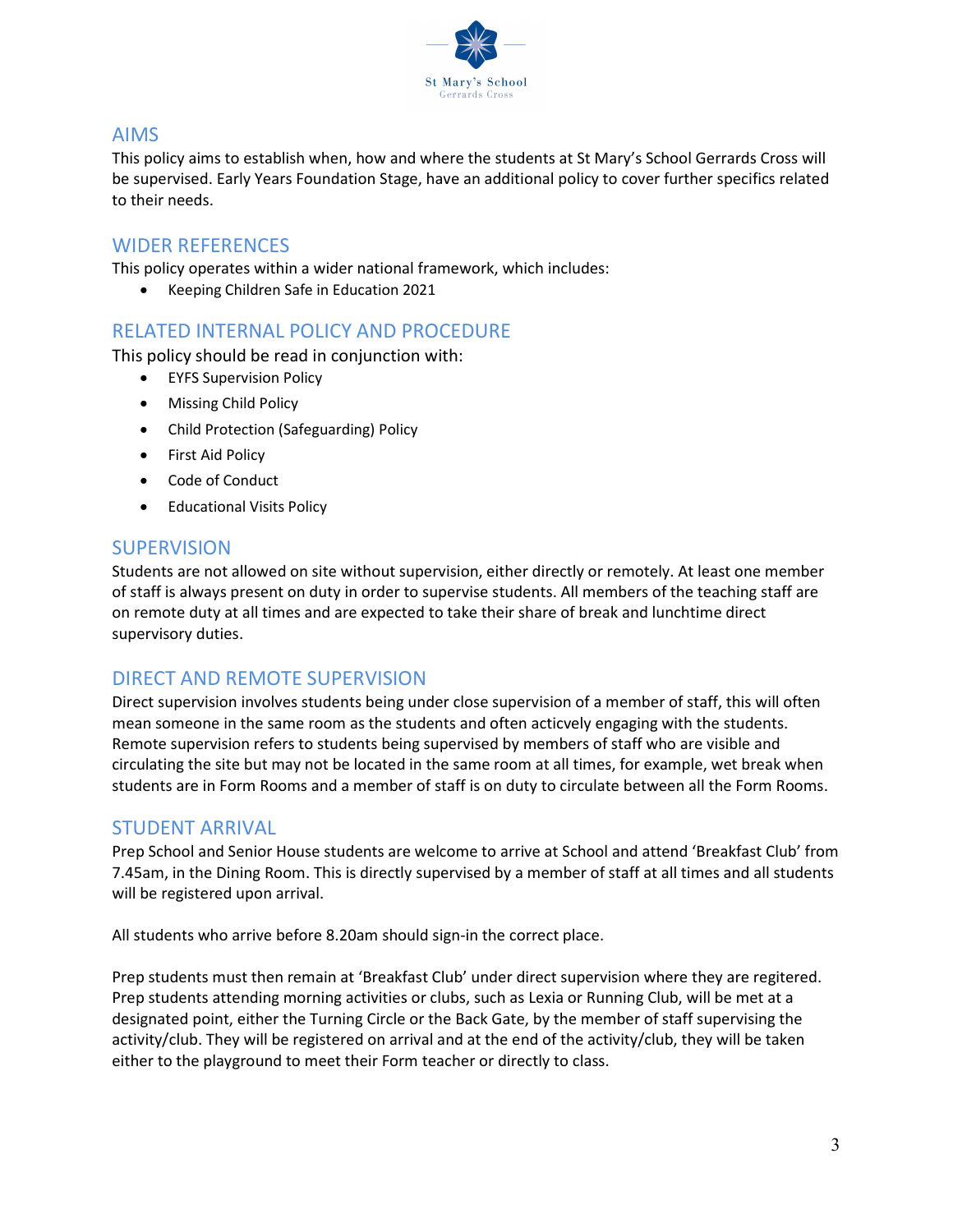## AIMS

This policy aims to establish when, how and where the students at St Mary's School Gerrards Cross will be supervised. Early Years Foundation Stage, have an additional policy to cover further specifics related to their needs.

## WIDER REFERENCES

This policy operates within a wider national framework, which includes:

- Keeping Children Safe in Education 2021

## RELATED INTERNAL POLICY AND PROCEDURE

This policy should be read in conjunction with:

- EYFS Supervision Policy
- Missing Child Policy
- Child Protection (Safeguarding) Policy
- First Aid Policy
- Code of Conduct
- Educational Visits Policy

## SUPERVISION

Students are not allowed on site without supervision, either directly or remotely. At least one member of staff is always present on duty in order to supervise students. All members of the teaching staff are on remote duty at all times and are expected to take their share of break and lunchtime direct supervisory duties.

## DIRECT AND REMOTE SUPERVISION

Direct supervision involves students being under close supervision of a member of staff, this will often mean someone in the same room as the students and often acticvely engaging with the students. Remote supervision refers to students being supervised by members of staff who are visible and circulating the site but may not be located in the same room at all times, for example, wet break when students are in Form Rooms and a member of staff is on duty to circulate between all the Form Rooms.

## STUDENT ARRIVAL

Prep School and Senior House students are welcome to arrive at School and attend 'Breakfast Club' from 7.45am, in the Dining Room. This is directly supervised by a member of staff at all times and all students will be registered upon arrival.

All students who arrive before 8.20am should sign-in the correct place.

Prep students must then remain at 'Breakfast Club' under direct supervision where they are regitered. Prep students attending morning activities or clubs, such as Lexia or Running Club, will be met at a designated point, either the Turning Circle or the Back Gate, by the member of staff supervising the activity/club. They will be registered on arrival and at the end of the activity/club, they will be taken either to the playground to meet their Form teacher or directly to class.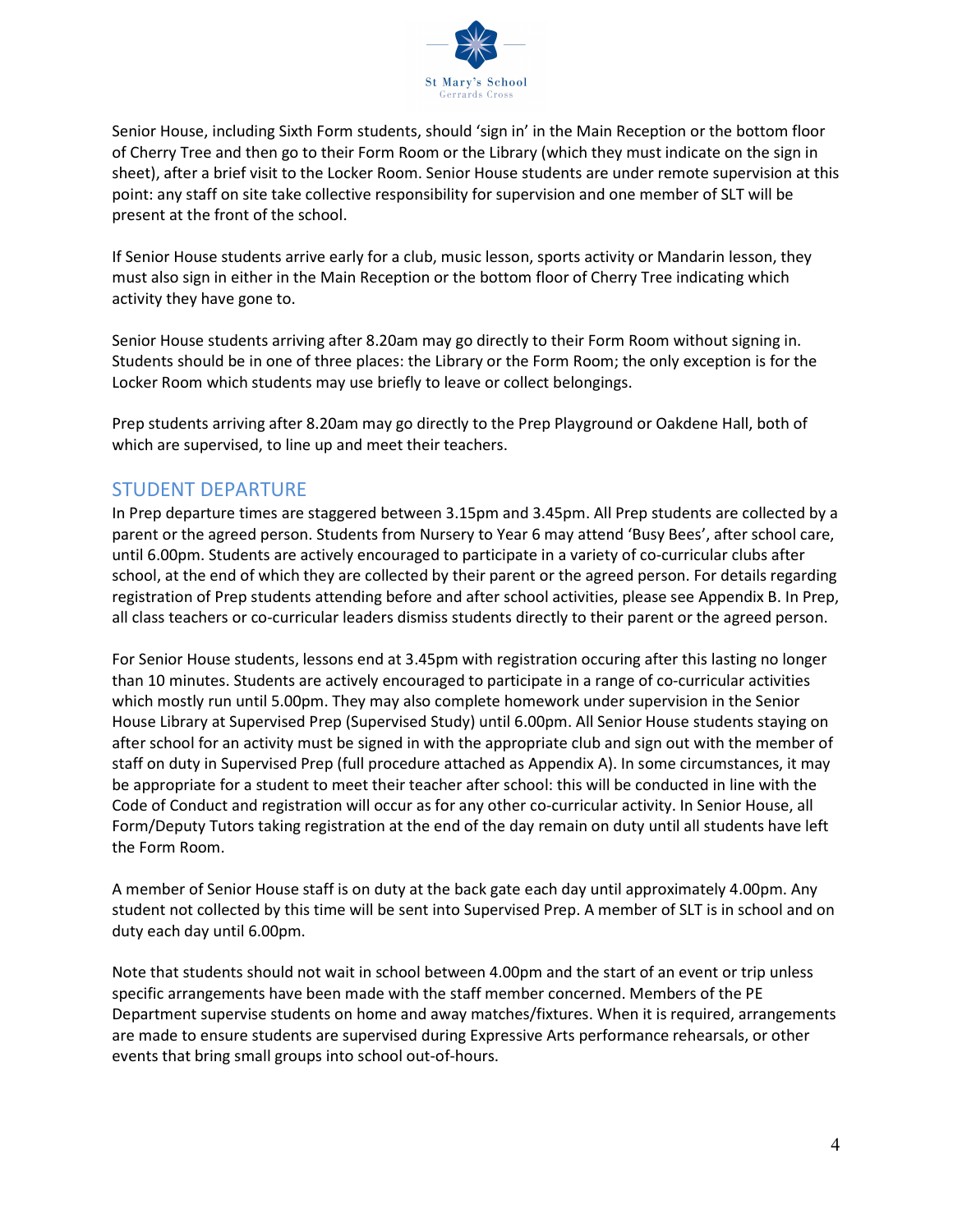Senior House, including Sixth Form students, should 'sign in' in the Main Reception or the bottom floor of Cherry Tree and then go to their Form Room or the Library (which they must indicate on the sign in sheet), after a brief visit to the Locker Room. Senior House students are under remote supervision at this point: any staff on site take collective responsibility for supervision and one member of SLT will be present at the front of the school.

If Senior House students arrive early for a club, music lesson, sports activity or Mandarin lesson, they must also sign in either in the Main Reception or the bottom floor of Cherry Tree indicating which activity they have gone to.

Senior House students arriving after 8.20am may go directly to their Form Room without signing in. Students should be in one of three places: the Library or the Form Room; the only exception is for the Locker Room which students may use briefly to leave or collect belongings.

Prep students arriving after 8.20am may go directly to the Prep Playground or Oakdene Hall, both of which are supervised, to line up and meet their teachers.

## STUDENT DEPARTURE

In Prep departure times are staggered between 3.15pm and 3.45pm. All Prep students are collected by a parent or the agreed person. Students from Nursery to Year 6 may attend 'Busy Bees', after school care, until 6.00pm. Students are actively encouraged to participate in a variety of co-curricular clubs after school, at the end of which they are collected by their parent or the agreed person. For details regarding registration of Prep students attending before and after school activities, please see Appendix B. In Prep, all class teachers or co-curricular leaders dismiss students directly to their parent or the agreed person.

For Senior House students, lessons end at 3.45pm with registration occuring after this lasting no longer than 10 minutes. Students are actively encouraged to participate in a range of co-curricular activities which mostly run until 5.00pm. They may also complete homework under supervision in the Senior House Library at Supervised Prep (Supervised Study) until 6.00pm. All Senior House students staying on after school for an activity must be signed in with the appropriate club and sign out with the member of staff on duty in Supervised Prep (full procedure attached as Appendix A). In some circumstances, it may be appropriate for a student to meet their teacher after school: this will be conducted in line with the Code of Conduct and registration will occur as for any other co-curricular activity. In Senior House, all Form/Deputy Tutors taking registration at the end of the day remain on duty until all students have left the Form Room.

A member of Senior House staff is on duty at the back gate each day until approximately 4.00pm. Any student not collected by this time will be sent into Supervised Prep. A member of SLT is in school and on duty each day until 6.00pm.

Note that students should not wait in school between 4.00pm and the start of an event or trip unless specific arrangements have been made with the staff member concerned. Members of the PE Department supervise students on home and away matches/fixtures. When it is required, arrangements are made to ensure students are supervised during Expressive Arts performance rehearsals, or other events that bring small groups into school out-of-hours.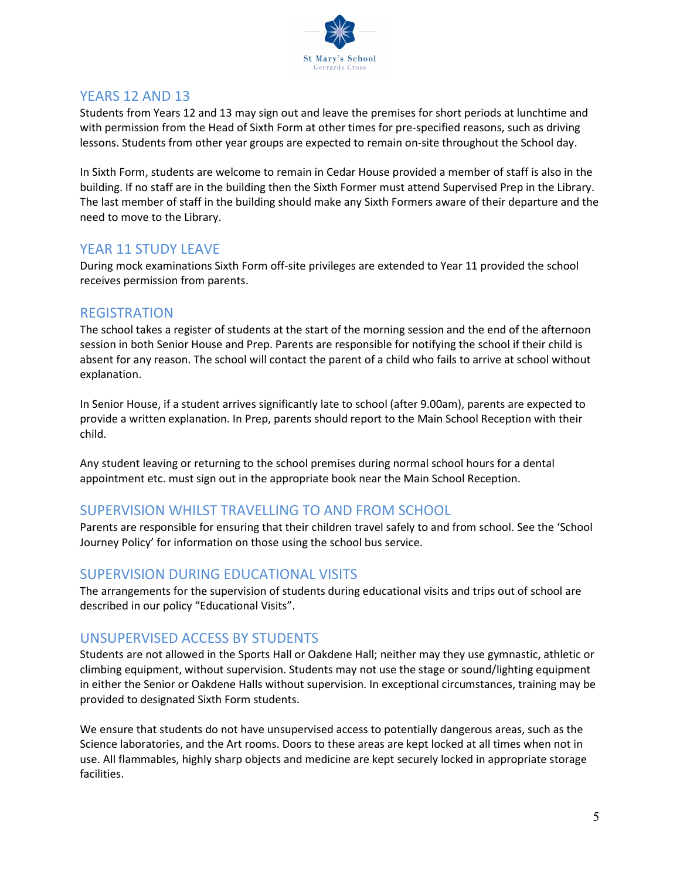## YEARS 12 AND 13

Students from Years 12 and 13 may sign out and leave the premises for short periods at lunchtime and with permission from the Head of Sixth Form at other times for pre-specified reasons, such as driving lessons. Students from other year groups are expected to remain on-site throughout the School day.

In Sixth Form, students are welcome to remain in Cedar House provided a member of staff is also in the building. If no staff are in the building then the Sixth Former must attend Supervised Prep in the Library. The last member of staff in the building should make any Sixth Formers aware of their departure and the need to move to the Library.

## YEAR 11 STUDY LEAVE

During mock examinations Sixth Form off-site privileges are extended to Year 11 provided the school receives permission from parents.

## REGISTRATION

The school takes a register of students at the start of the morning session and the end of the afternoon session in both Senior House and Prep. Parents are responsible for notifying the school if their child is absent for any reason. The school will contact the parent of a child who fails to arrive at school without explanation.

In Senior House, if a student arrives significantly late to school (after 9.00am), parents are expected to provide a written explanation. In Prep, parents should report to the Main School Reception with their child.

Any student leaving or returning to the school premises during normal school hours for a dental appointment etc. must sign out in the appropriate book near the Main School Reception.

## SUPERVISION WHILST TRAVELLING TO AND FROM SCHOOL

Parents are responsible for ensuring that their children travel safely to and from school. See the 'School Journey Policy' for information on those using the school bus service.

## SUPERVISION DURING EDUCATIONAL VISITS

The arrangements for the supervision of students during educational visits and trips out of school are described in our policy "Educational Visits".

## UNSUPERVISED ACCESS BY STUDENTS

Students are not allowed in the Sports Hall or Oakdene Hall; neither may they use gymnastic, athletic or climbing equipment, without supervision. Students may not use the stage or sound/lighting equipment in either the Senior or Oakdene Halls without supervision. In exceptional circumstances, training may be provided to designated Sixth Form students.

We ensure that students do not have unsupervised access to potentially dangerous areas, such as the Science laboratories, and the Art rooms. Doors to these areas are kept locked at all times when not in use. All flammables, highly sharp objects and medicine are kept securely locked in appropriate storage facilities.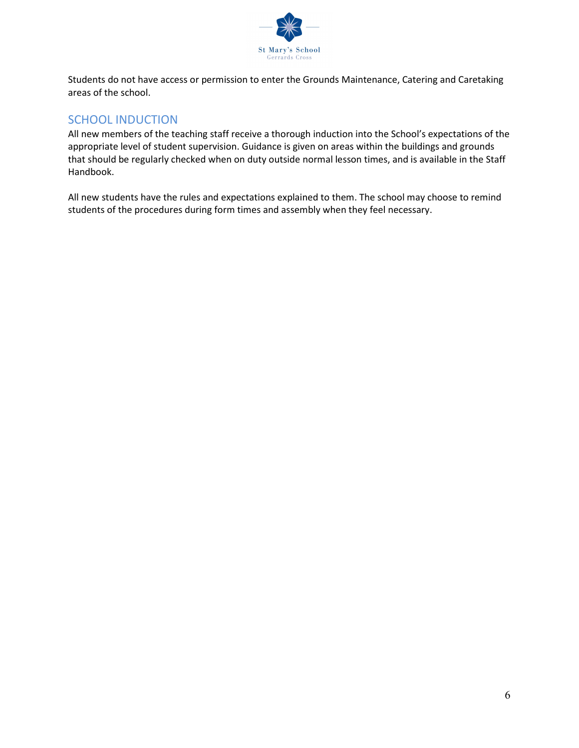Students do not have access or permission to enter the Grounds Maintenance, Catering and Caretaking areas of the school.

## SCHOOL INDUCTION

All new members of the teaching staff receive a thorough induction into the School's expectations of the appropriate level of student supervision. Guidance is given on areas within the buildings and grounds that should be regularly checked when on duty outside normal lesson times, and is available in the Staff Handbook.

All new students have the rules and expectations explained to them. The school may choose to remind students of the procedures during form times and assembly when they feel necessary.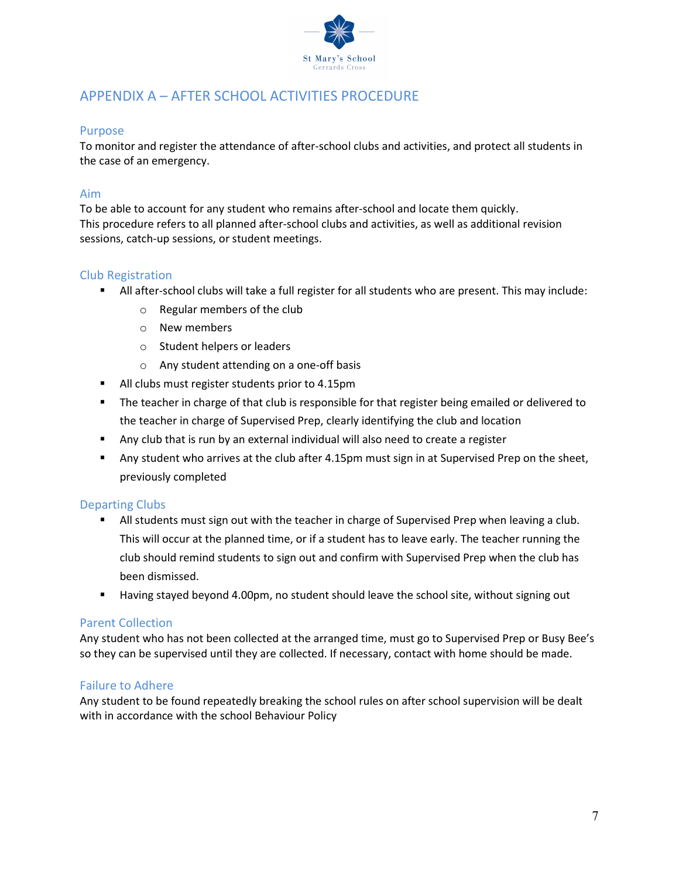## APPENDIX A – AFTER SCHOOL ACTIVITIES PROCEDURE

### Purpose

To monitor and register the attendance of after-school clubs and activities, and protect all students in the case of an emergency.

### Aim

To be able to account for any student who remains after-school and locate them quickly.
This procedure refers to all planned after-school clubs and activities, as well as additional revision sessions, catch-up sessions, or student meetings.

### Club Registration

- All after-school clubs will take a full register for all students who are present. This may include:
    - Regular members of the club
    - New members
    - Student helpers or leaders
    - Any student attending on a one-off basis
- All clubs must register students prior to 4.15pm
- The teacher in charge of that club is responsible for that register being emailed or delivered to the teacher in charge of Supervised Prep, clearly identifying the club and location
- Any club that is run by an external individual will also need to create a register
- Any student who arrives at the club after 4.15pm must sign in at Supervised Prep on the sheet, previously completed

### Departing Clubs

- All students must sign out with the teacher in charge of Supervised Prep when leaving a club. This will occur at the planned time, or if a student has to leave early. The teacher running the club should remind students to sign out and confirm with Supervised Prep when the club has been dismissed.
- Having stayed beyond 4.00pm, no student should leave the school site, without signing out

### Parent Collection

Any student who has not been collected at the arranged time, must go to Supervised Prep or Busy Bee's so they can be supervised until they are collected. If necessary, contact with home should be made.

### Failure to Adhere

Any student to be found repeatedly breaking the school rules on after school supervision will be dealt with in accordance with the school Behaviour Policy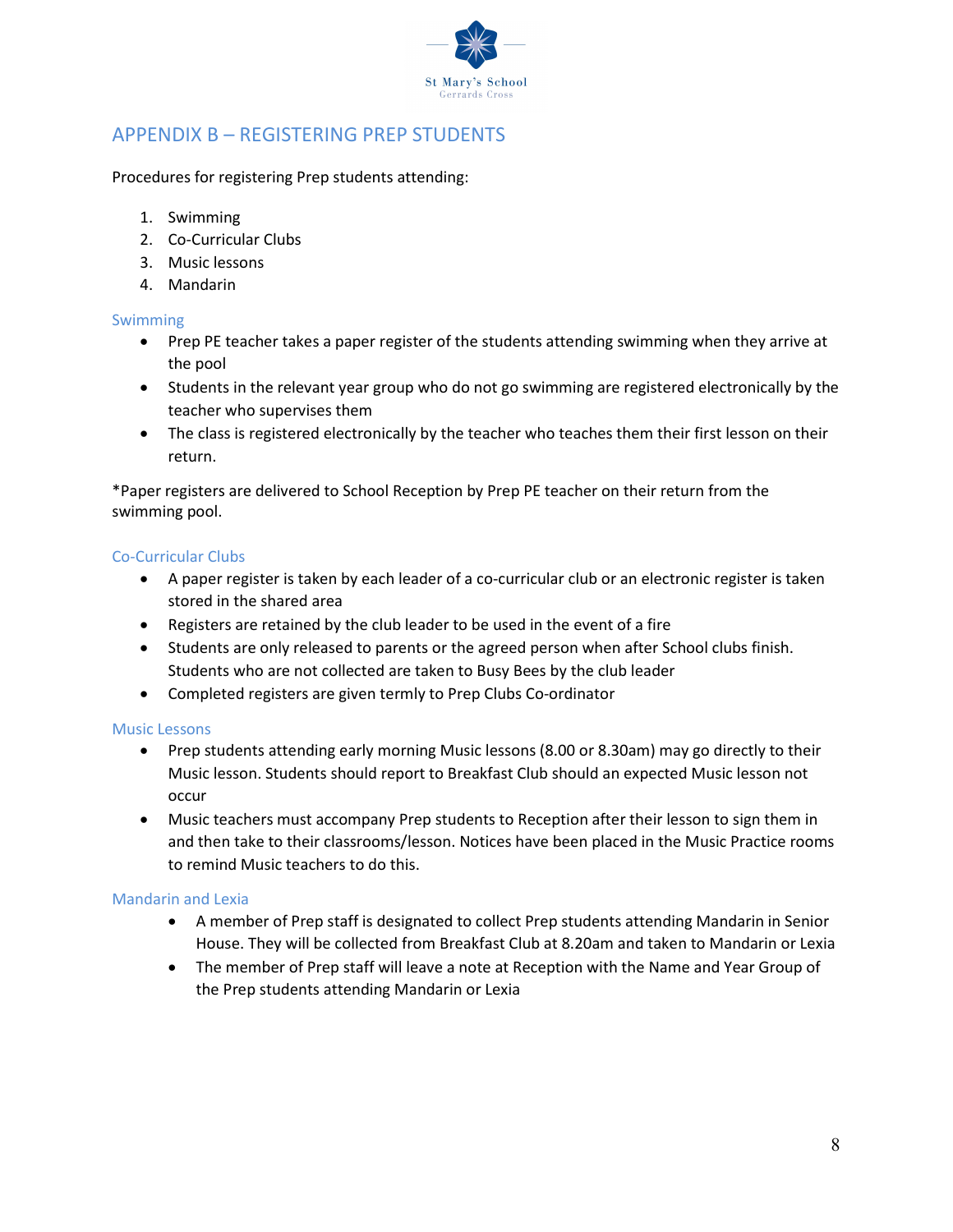## APPENDIX B – REGISTERING PREP STUDENTS

Procedures for registering Prep students attending:

1. Swimming
2. Co-Curricular Clubs
3. Music lessons
4. Mandarin

### Swimming

- Prep PE teacher takes a paper register of the students attending swimming when they arrive at the pool
- Students in the relevant year group who do not go swimming are registered electronically by the teacher who supervises them
- The class is registered electronically by the teacher who teaches them their first lesson on their return.

*Paper registers are delivered to School Reception by Prep PE teacher on their return from the swimming pool.

### Co-Curricular Clubs

- A paper register is taken by each leader of a co-curricular club or an electronic register is taken stored in the shared area
- Registers are retained by the club leader to be used in the event of a fire
- Students are only released to parents or the agreed person when after School clubs finish. Students who are not collected are taken to Busy Bees by the club leader
- Completed registers are given termly to Prep Clubs Co-ordinator

### Music Lessons

- Prep students attending early morning Music lessons (8.00 or 8.30am) may go directly to their Music lesson. Students should report to Breakfast Club should an expected Music lesson not occur
- Music teachers must accompany Prep students to Reception after their lesson to sign them in and then take to their classrooms/lesson. Notices have been placed in the Music Practice rooms to remind Music teachers to do this.

### Mandarin and Lexia

- A member of Prep staff is designated to collect Prep students attending Mandarin in Senior House. They will be collected from Breakfast Club at 8.20am and taken to Mandarin or Lexia
- The member of Prep staff will leave a note at Reception with the Name and Year Group of the Prep students attending Mandarin or Lexia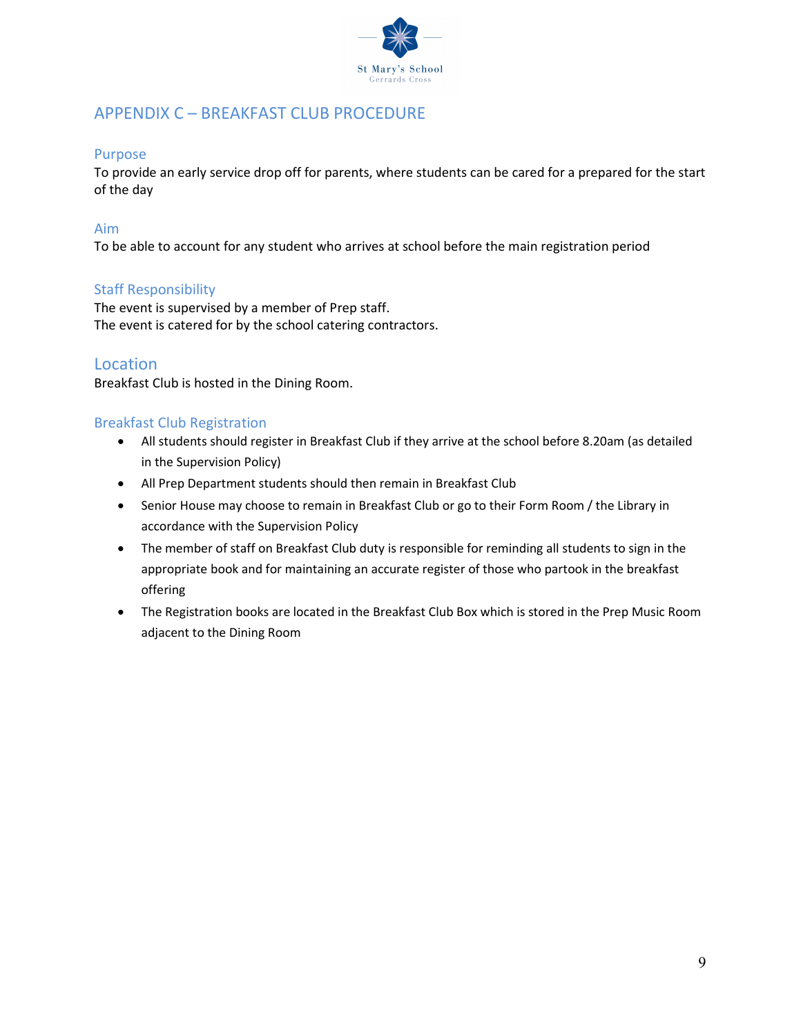# APPENDIX C – BREAKFAST CLUB PROCEDURE

## Purpose

To provide an early service drop off for parents, where students can be cared for a prepared for the start of the day

## Aim

To be able to account for any student who arrives at school before the main registration period

## Staff Responsibility

The event is supervised by a member of Prep staff.
The event is catered for by the school catering contractors.

## Location

Breakfast Club is hosted in the Dining Room.

## Breakfast Club Registration

- All students should register in Breakfast Club if they arrive at the school before 8.20am (as detailed in the Supervision Policy)
- All Prep Department students should then remain in Breakfast Club
- Senior House may choose to remain in Breakfast Club or go to their Form Room / the Library in accordance with the Supervision Policy
- The member of staff on Breakfast Club duty is responsible for reminding all students to sign in the appropriate book and for maintaining an accurate register of those who partook in the breakfast offering
- The Registration books are located in the Breakfast Club Box which is stored in the Prep Music Room adjacent to the Dining Room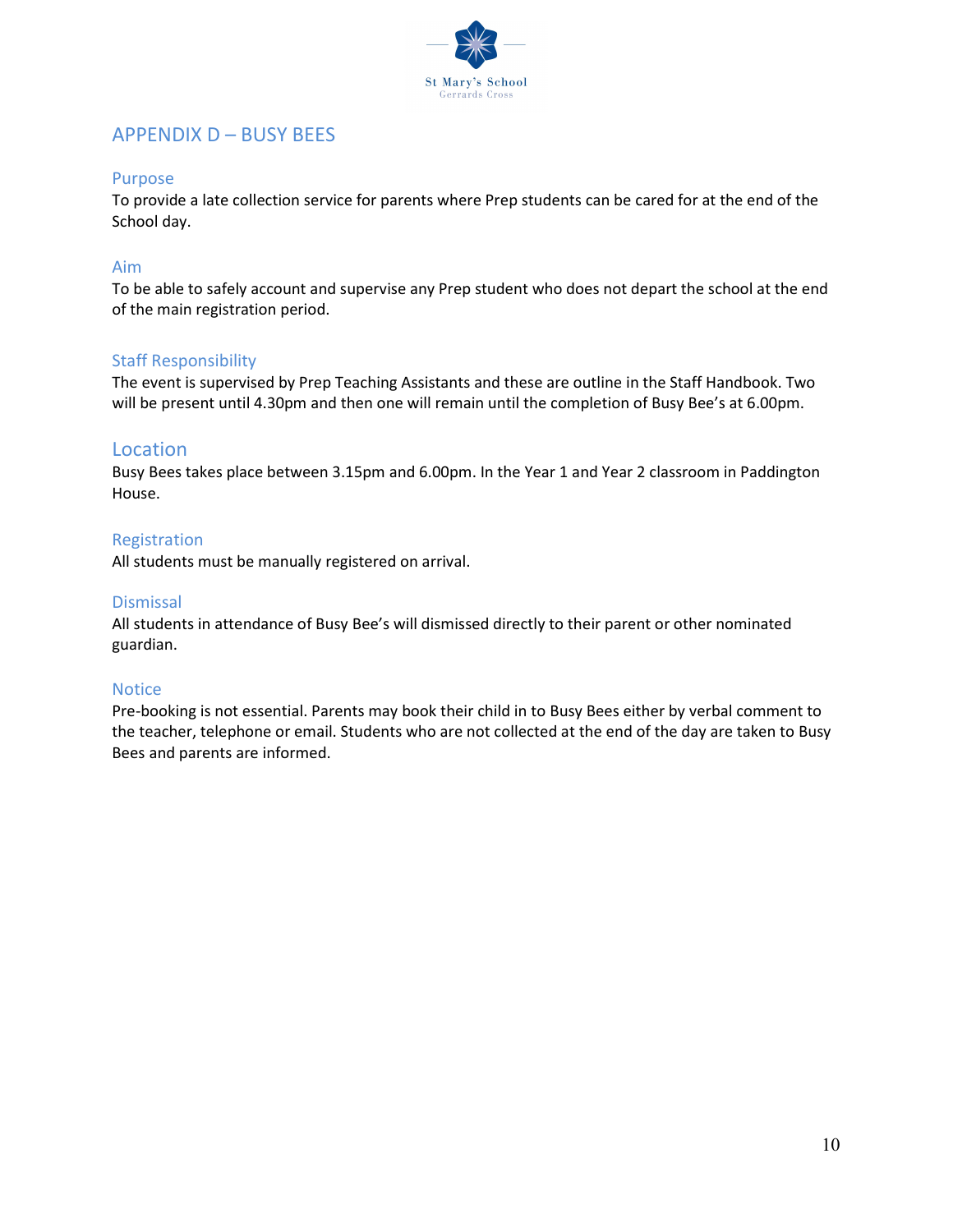## APPENDIX D – BUSY BEES

### Purpose

To provide a late collection service for parents where Prep students can be cared for at the end of the School day.

### Aim

To be able to safely account and supervise any Prep student who does not depart the school at the end of the main registration period.

### Staff Responsibility

The event is supervised by Prep Teaching Assistants and these are outline in the Staff Handbook. Two will be present until 4.30pm and then one will remain until the completion of Busy Bee's at 6.00pm.

### Location

Busy Bees takes place between 3.15pm and 6.00pm. In the Year 1 and Year 2 classroom in Paddington House.

### Registration

All students must be manually registered on arrival.

### Dismissal

All students in attendance of Busy Bee's will dismissed directly to their parent or other nominated guardian.

### Notice

Pre-booking is not essential. Parents may book their child in to Busy Bees either by verbal comment to the teacher, telephone or email. Students who are not collected at the end of the day are taken to Busy Bees and parents are informed.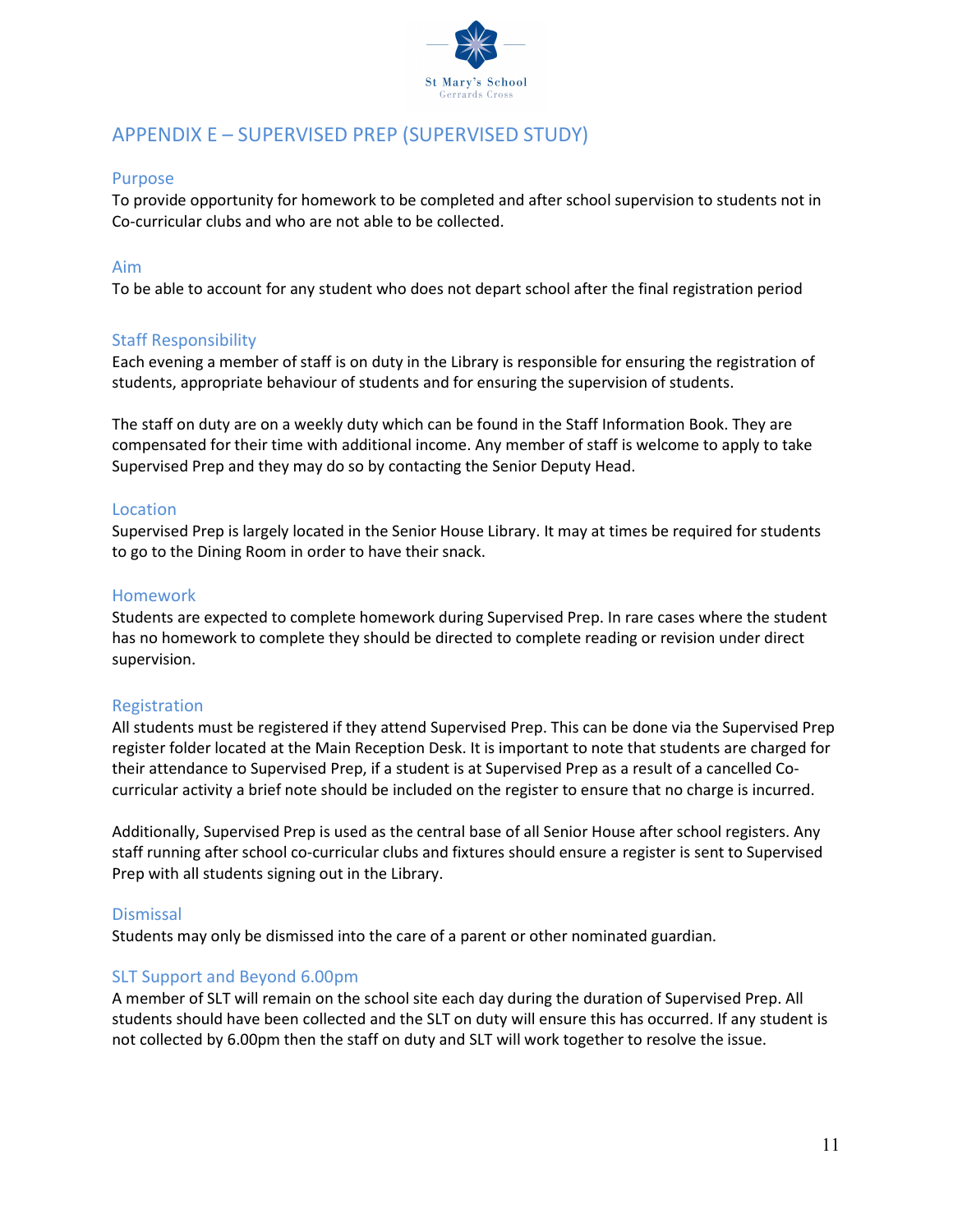## APPENDIX E – SUPERVISED PREP (SUPERVISED STUDY)

### Purpose

To provide opportunity for homework to be completed and after school supervision to students not in Co-curricular clubs and who are not able to be collected.

### Aim

To be able to account for any student who does not depart school after the final registration period

### Staff Responsibility

Each evening a member of staff is on duty in the Library is responsible for ensuring the registration of students, appropriate behaviour of students and for ensuring the supervision of students.

The staff on duty are on a weekly duty which can be found in the Staff Information Book. They are compensated for their time with additional income. Any member of staff is welcome to apply to take Supervised Prep and they may do so by contacting the Senior Deputy Head.

### Location

Supervised Prep is largely located in the Senior House Library. It may at times be required for students to go to the Dining Room in order to have their snack.

### Homework

Students are expected to complete homework during Supervised Prep. In rare cases where the student has no homework to complete they should be directed to complete reading or revision under direct supervision.

### Registration

All students must be registered if they attend Supervised Prep. This can be done via the Supervised Prep register folder located at the Main Reception Desk. It is important to note that students are charged for their attendance to Supervised Prep, if a student is at Supervised Prep as a result of a cancelled Co-curricular activity a brief note should be included on the register to ensure that no charge is incurred.

Additionally, Supervised Prep is used as the central base of all Senior House after school registers. Any staff running after school co-curricular clubs and fixtures should ensure a register is sent to Supervised Prep with all students signing out in the Library.

### Dismissal

Students may only be dismissed into the care of a parent or other nominated guardian.

### SLT Support and Beyond 6.00pm

A member of SLT will remain on the school site each day during the duration of Supervised Prep. All students should have been collected and the SLT on duty will ensure this has occurred. If any student is not collected by 6.00pm then the staff on duty and SLT will work together to resolve the issue.